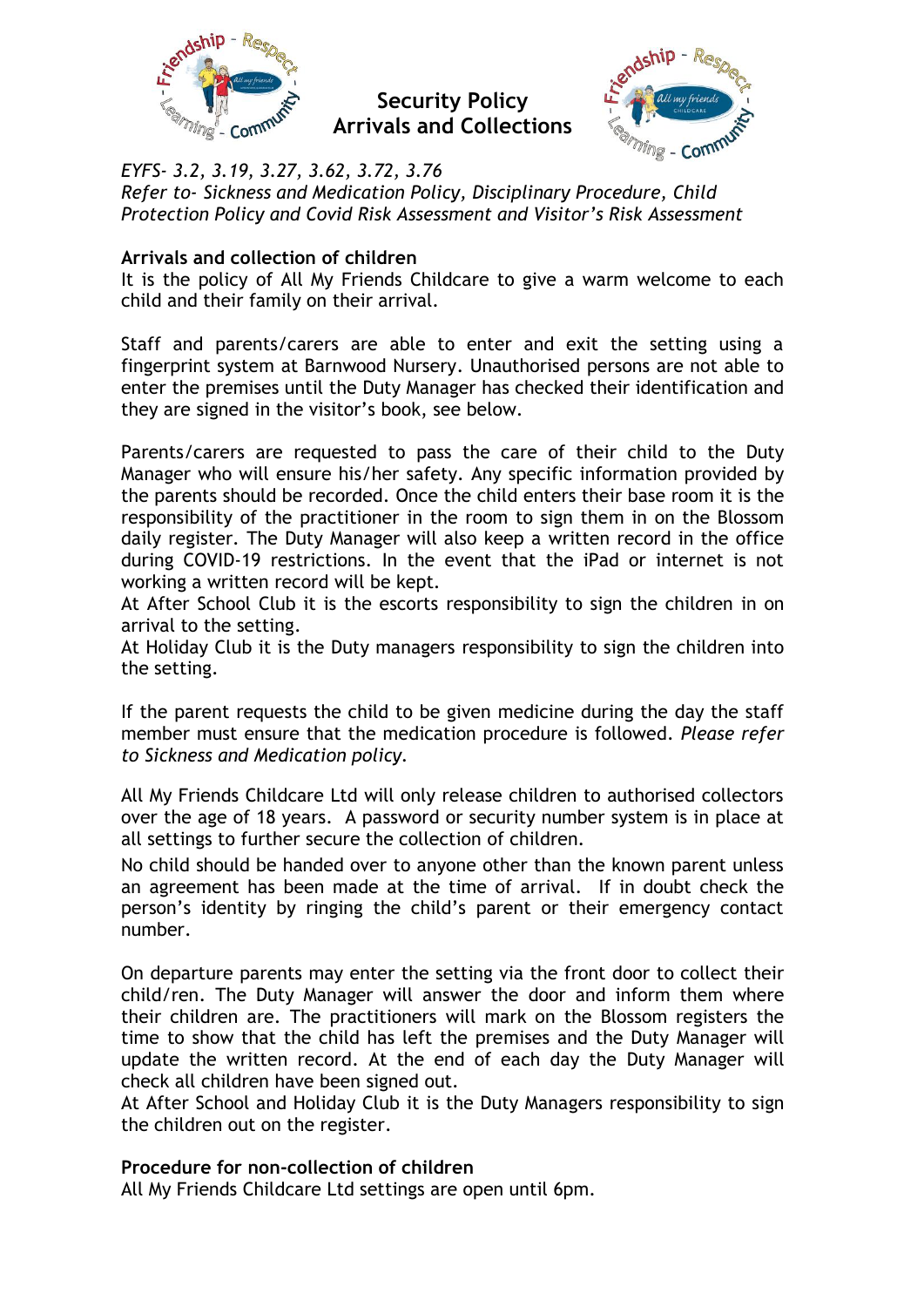# Security Policy
# Arrivals and Collections

*EYFS- 3.2, 3.19, 3.27, 3.62, 3.72, 3.76*
*Refer to- Sickness and Medication Policy, Disciplinary Procedure, Child Protection Policy and Covid Risk Assessment and Visitor's Risk Assessment*

**Arrivals and collection of children**
It is the policy of All My Friends Childcare to give a warm welcome to each child and their family on their arrival.

Staff and parents/carers are able to enter and exit the setting using a fingerprint system at Barnwood Nursery. Unauthorised persons are not able to enter the premises until the Duty Manager has checked their identification and they are signed in the visitor's book, see below.

Parents/carers are requested to pass the care of their child to the Duty Manager who will ensure his/her safety. Any specific information provided by the parents should be recorded. Once the child enters their base room it is the responsibility of the practitioner in the room to sign them in on the Blossom daily register. The Duty Manager will also keep a written record in the office during COVID-19 restrictions. In the event that the iPad or internet is not working a written record will be kept.
At After School Club it is the escorts responsibility to sign the children in on arrival to the setting.
At Holiday Club it is the Duty managers responsibility to sign the children into the setting.

If the parent requests the child to be given medicine during the day the staff member must ensure that the medication procedure is followed. *Please refer to Sickness and Medication policy.*

All My Friends Childcare Ltd will only release children to authorised collectors over the age of 18 years. A password or security number system is in place at all settings to further secure the collection of children.
No child should be handed over to anyone other than the known parent unless an agreement has been made at the time of arrival. If in doubt check the person's identity by ringing the child's parent or their emergency contact number.

On departure parents may enter the setting via the front door to collect their child/ren. The Duty Manager will answer the door and inform them where their children are. The practitioners will mark on the Blossom registers the time to show that the child has left the premises and the Duty Manager will update the written record. At the end of each day the Duty Manager will check all children have been signed out.
At After School and Holiday Club it is the Duty Managers responsibility to sign the children out on the register.

**Procedure for non-collection of children**
All My Friends Childcare Ltd settings are open until 6pm.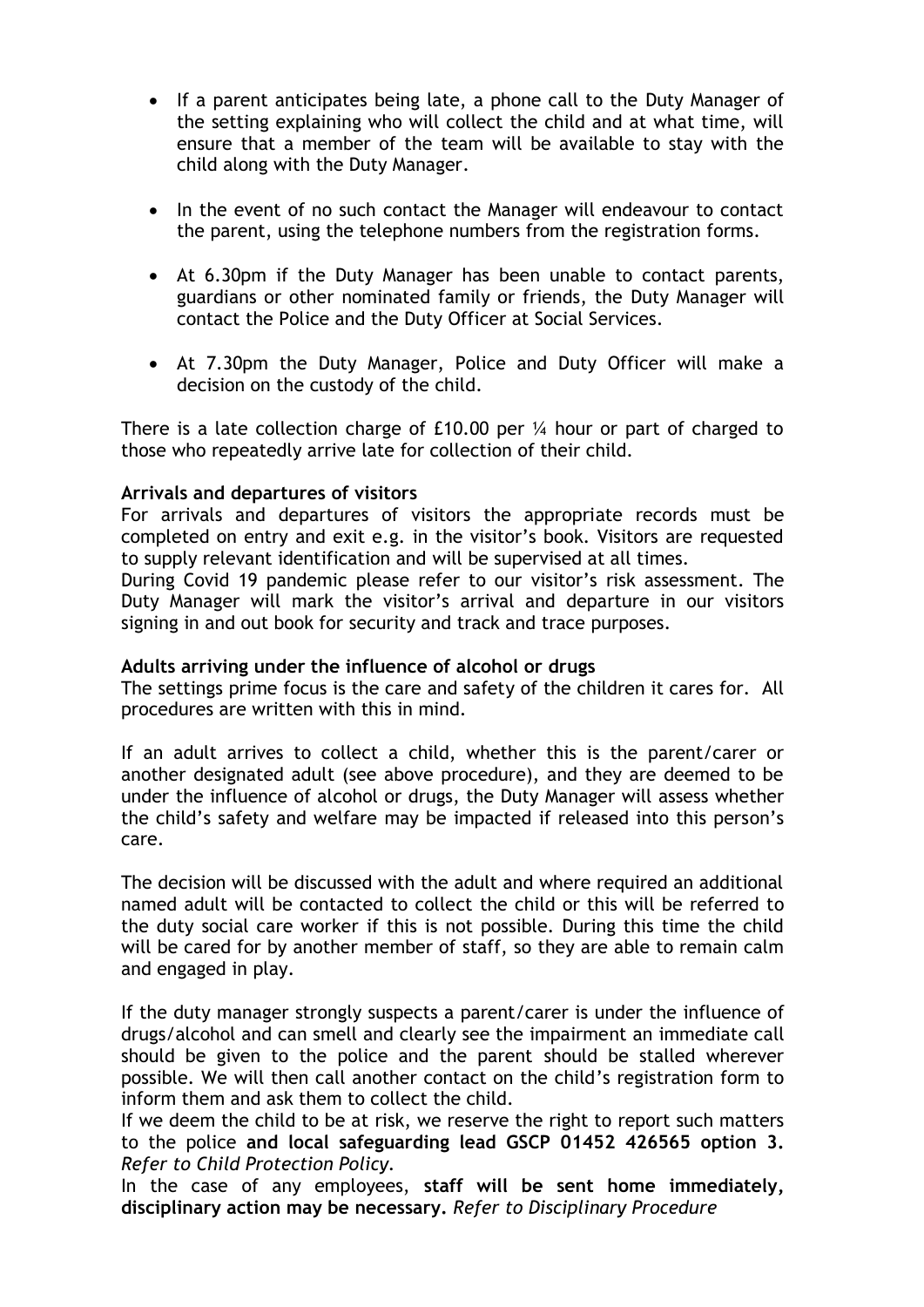- If a parent anticipates being late, a phone call to the Duty Manager of the setting explaining who will collect the child and at what time, will ensure that a member of the team will be available to stay with the child along with the Duty Manager.

- In the event of no such contact the Manager will endeavour to contact the parent, using the telephone numbers from the registration forms.

- At 6.30pm if the Duty Manager has been unable to contact parents, guardians or other nominated family or friends, the Duty Manager will contact the Police and the Duty Officer at Social Services.

- At 7.30pm the Duty Manager, Police and Duty Officer will make a decision on the custody of the child.

There is a late collection charge of £10.00 per ¼ hour or part of charged to those who repeatedly arrive late for collection of their child.

**Arrivals and departures of visitors**

For arrivals and departures of visitors the appropriate records must be completed on entry and exit e.g. in the visitor's book. Visitors are requested to supply relevant identification and will be supervised at all times.

During Covid 19 pandemic please refer to our visitor's risk assessment. The Duty Manager will mark the visitor's arrival and departure in our visitors signing in and out book for security and track and trace purposes.

**Adults arriving under the influence of alcohol or drugs**

The settings prime focus is the care and safety of the children it cares for. All procedures are written with this in mind.

If an adult arrives to collect a child, whether this is the parent/carer or another designated adult (see above procedure), and they are deemed to be under the influence of alcohol or drugs, the Duty Manager will assess whether the child's safety and welfare may be impacted if released into this person's care.

The decision will be discussed with the adult and where required an additional named adult will be contacted to collect the child or this will be referred to the duty social care worker if this is not possible. During this time the child will be cared for by another member of staff, so they are able to remain calm and engaged in play.

If the duty manager strongly suspects a parent/carer is under the influence of drugs/alcohol and can smell and clearly see the impairment an immediate call should be given to the police and the parent should be stalled wherever possible. We will then call another contact on the child's registration form to inform them and ask them to collect the child.

If we deem the child to be at risk, we reserve the right to report such matters to the police **and local safeguarding lead GSCP 01452 426565 option 3.** *Refer to Child Protection Policy.*

In the case of any employees, **staff will be sent home immediately, disciplinary action may be necessary.** *Refer to Disciplinary Procedure*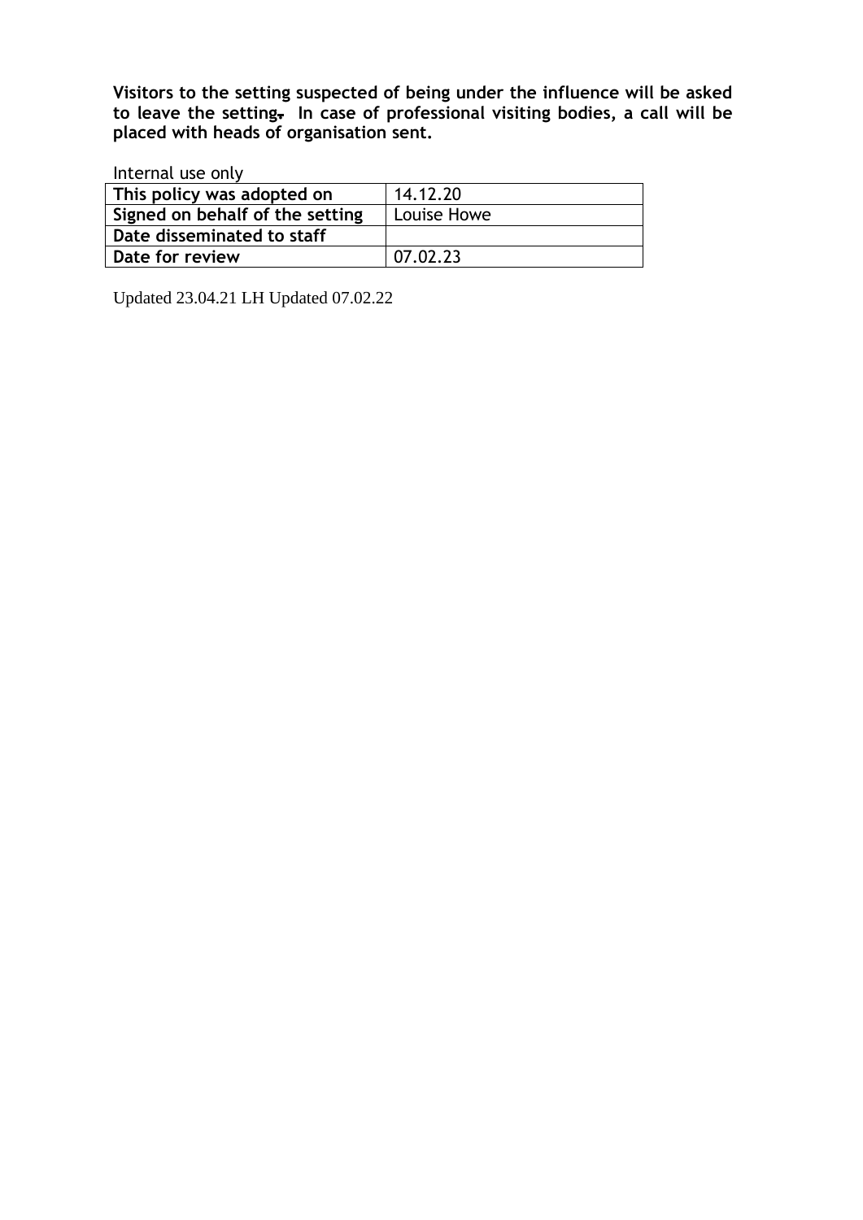**Visitors to the setting suspected of being under the influence will be asked to leave the setting. In case of professional visiting bodies, a call will be placed with heads of organisation sent.**

Internal use only

| | |
|---|---|
| **This policy was adopted on** | 14.12.20 |
| **Signed on behalf of the setting** | Louise Howe |
| **Date disseminated to staff** | |
| **Date for review** | 07.02.23 |

Updated 23.04.21 LH Updated 07.02.22